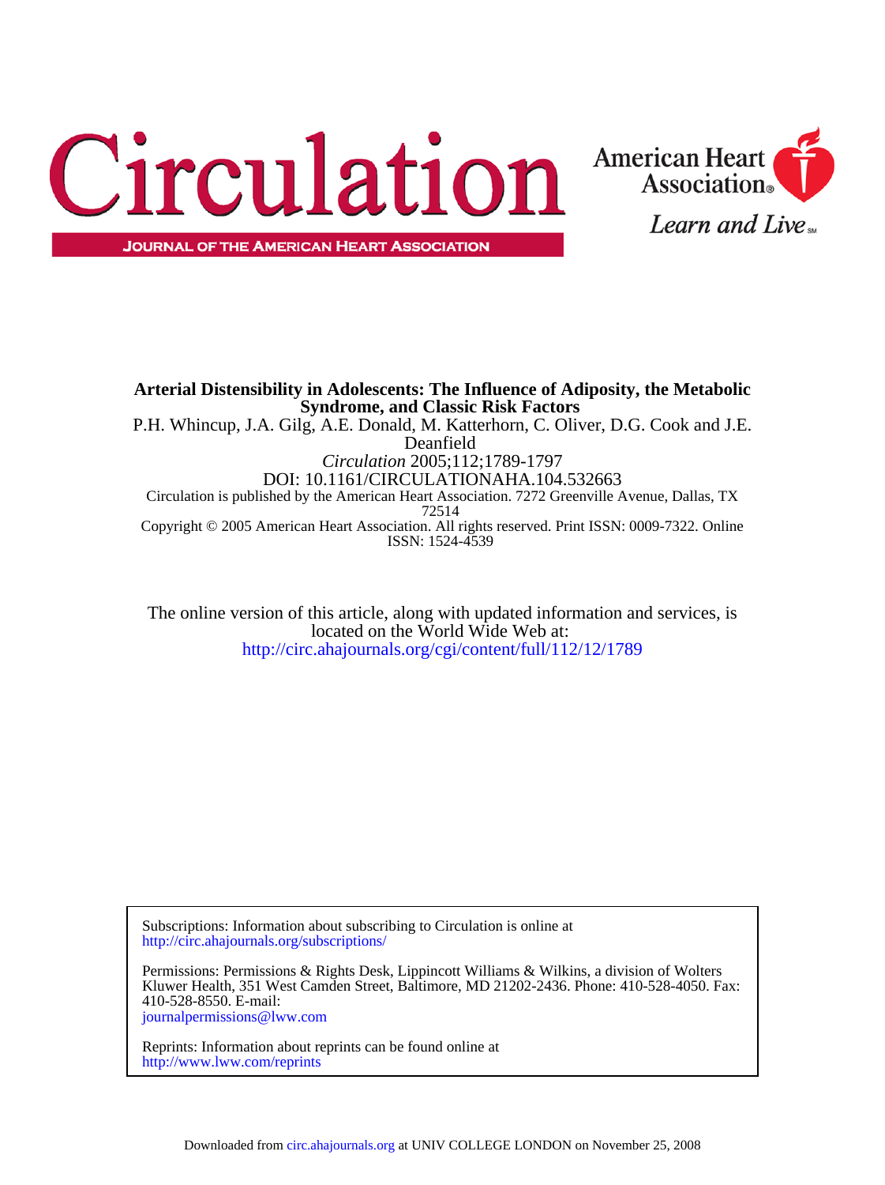# Arterial Distensibility in Adolescents: The Influence of Adiposity, the Metabolic Syndrome, and Classic Risk Factors

P.H. Whincup, J.A. Gilg, A.E. Donald, M. Katterhorn, C. Oliver, D.G. Cook and J.E. Deanfield

*Circulation* 2005;112;1789-1797

DOI: 10.1161/CIRCULATIONAHA.104.532663

Circulation is published by the American Heart Association. 7272 Greenville Avenue, Dallas, TX 72514

Copyright © 2005 American Heart Association. All rights reserved. Print ISSN: 0009-7322. Online ISSN: 1524-4539

The online version of this article, along with updated information and services, is located on the World Wide Web at:

http://circ.ahajournals.org/cgi/content/full/112/12/1789

Subscriptions: Information about subscribing to Circulation is online at
http://circ.ahajournals.org/subscriptions/

Permissions: Permissions & Rights Desk, Lippincott Williams & Wilkins, a division of Wolters Kluwer Health, 351 West Camden Street, Baltimore, MD 21202-2436. Phone: 410-528-4050. Fax: 410-528-8550. E-mail:
journalpermissions@lww.com

Reprints: Information about reprints can be found online at
http://www.lww.com/reprints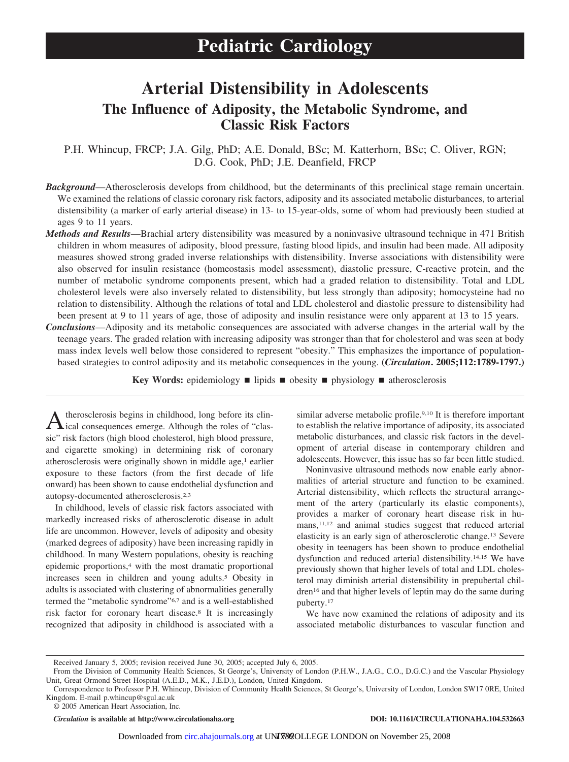# Pediatric Cardiology

# Arterial Distensibility in Adolescents

## The Influence of Adiposity, the Metabolic Syndrome, and Classic Risk Factors

P.H. Whincup, FRCP; J.A. Gilg, PhD; A.E. Donald, BSc; M. Katterhorn, BSc; C. Oliver, RGN; D.G. Cook, PhD; J.E. Deanfield, FRCP

***Background*****—**Atherosclerosis develops from childhood, but the determinants of this preclinical stage remain uncertain. We examined the relations of classic coronary risk factors, adiposity and its associated metabolic disturbances, to arterial distensibility (a marker of early arterial disease) in 13- to 15-year-olds, some of whom had previously been studied at ages 9 to 11 years.

***Methods and Results*****—**Brachial artery distensibility was measured by a noninvasive ultrasound technique in 471 British children in whom measures of adiposity, blood pressure, fasting blood lipids, and insulin had been made. All adiposity measures showed strong graded inverse relationships with distensibility. Inverse associations with distensibility were also observed for insulin resistance (homeostasis model assessment), diastolic pressure, C-reactive protein, and the number of metabolic syndrome components present, which had a graded relation to distensibility. Total and LDL cholesterol levels were also inversely related to distensibility, but less strongly than adiposity; homocysteine had no relation to distensibility. Although the relations of total and LDL cholesterol and diastolic pressure to distensibility had been present at 9 to 11 years of age, those of adiposity and insulin resistance were only apparent at 13 to 15 years.

***Conclusions*****—**Adiposity and its metabolic consequences are associated with adverse changes in the arterial wall by the teenage years. The graded relation with increasing adiposity was stronger than that for cholesterol and was seen at body mass index levels well below those considered to represent "obesity." This emphasizes the importance of population-based strategies to control adiposity and its metabolic consequences in the young. **(*Circulation*. 2005;112:1789-1797.)**

**Key Words:** epidemiology ■ lipids ■ obesity ■ physiology ■ atherosclerosis

Atherosclerosis begins in childhood, long before its clinical consequences emerge. Although the roles of "classic" risk factors (high blood cholesterol, high blood pressure, and cigarette smoking) in determining risk of coronary atherosclerosis were originally shown in middle age,[1] earlier exposure to these factors (from the first decade of life onward) has been shown to cause endothelial dysfunction and autopsy-documented atherosclerosis.[2,3]

In childhood, levels of classic risk factors associated with markedly increased risks of atherosclerotic disease in adult life are uncommon. However, levels of adiposity and obesity (marked degrees of adiposity) have been increasing rapidly in childhood. In many Western populations, obesity is reaching epidemic proportions,[4] with the most dramatic proportional increases seen in children and young adults.[5] Obesity in adults is associated with clustering of abnormalities generally termed the "metabolic syndrome"[6,7] and is a well-established risk factor for coronary heart disease.[8] It is increasingly recognized that adiposity in childhood is associated with a similar adverse metabolic profile.[9,10] It is therefore important to establish the relative importance of adiposity, its associated metabolic disturbances, and classic risk factors in the development of arterial disease in contemporary children and adolescents. However, this issue has so far been little studied.

Noninvasive ultrasound methods now enable early abnormalities of arterial structure and function to be examined. Arterial distensibility, which reflects the structural arrangement of the artery (particularly its elastic components), provides a marker of coronary heart disease risk in humans,[11,12] and animal studies suggest that reduced arterial elasticity is an early sign of atherosclerotic change.[13] Severe obesity in teenagers has been shown to produce endothelial dysfunction and reduced arterial distensibility.[14,15] We have previously shown that higher levels of total and LDL cholesterol may diminish arterial distensibility in prepubertal children[16] and that higher levels of leptin may do the same during puberty.[17]

We have now examined the relations of adiposity and its associated metabolic disturbances to vascular function and

Received January 5, 2005; revision received June 30, 2005; accepted July 6, 2005.

From the Division of Community Health Sciences, St George's, University of London (P.H.W., J.A.G., C.O., D.G.C.) and the Vascular Physiology Unit, Great Ormond Street Hospital (A.E.D., M.K., J.E.D.), London, United Kingdom.

Correspondence to Professor P.H. Whincup, Division of Community Health Sciences, St George's, University of London, London SW17 0RE, United Kingdom. E-mail p.whincup@sgul.ac.uk

© 2005 American Heart Association, Inc.

*Circulation* is available at http://www.circulationaha.org DOI: 10.1161/CIRCULATIONAHA.104.532663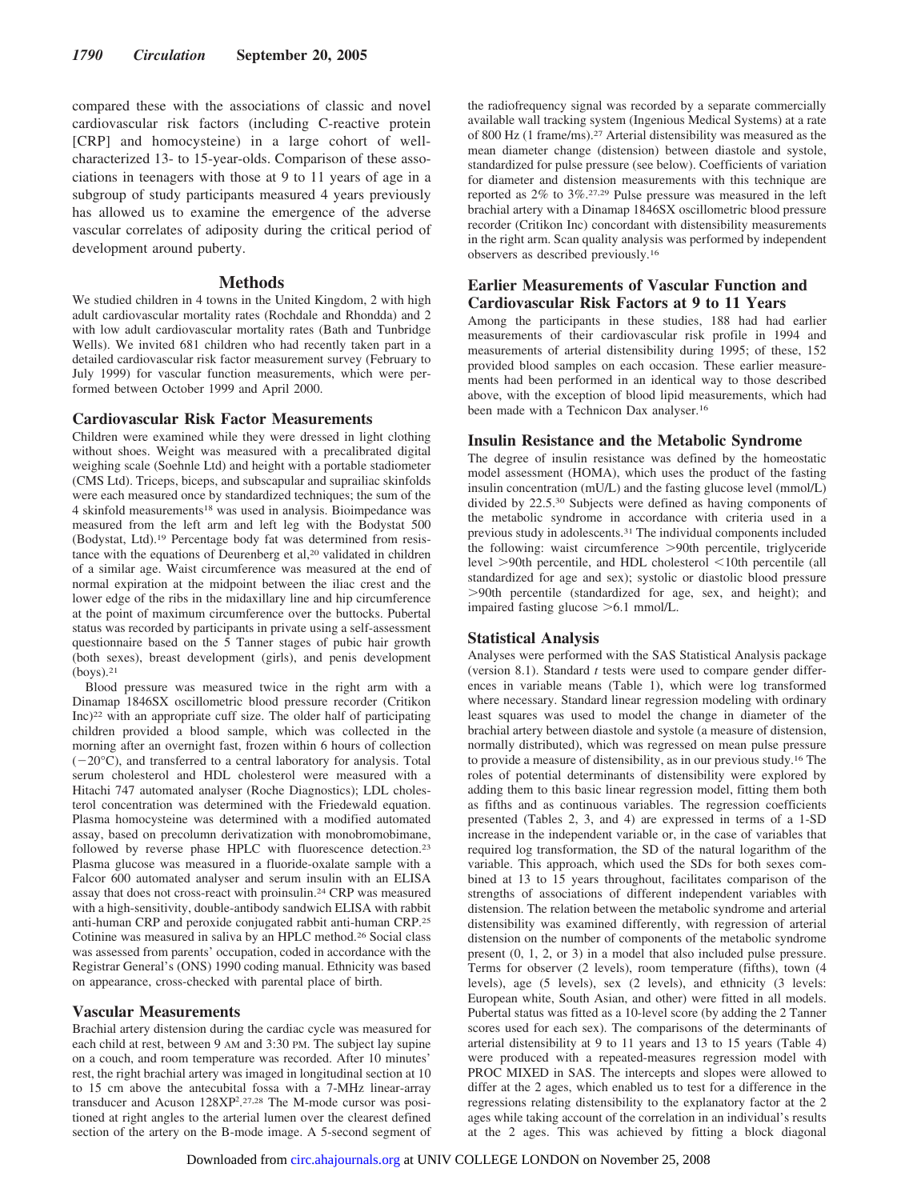compared these with the associations of classic and novel cardiovascular risk factors (including C-reactive protein [CRP] and homocysteine) in a large cohort of well-characterized 13- to 15-year-olds. Comparison of these associations in teenagers with those at 9 to 11 years of age in a subgroup of study participants measured 4 years previously has allowed us to examine the emergence of the adverse vascular correlates of adiposity during the critical period of development around puberty.

## Methods

We studied children in 4 towns in the United Kingdom, 2 with high adult cardiovascular mortality rates (Rochdale and Rhondda) and 2 with low adult cardiovascular mortality rates (Bath and Tunbridge Wells). We invited 681 children who had recently taken part in a detailed cardiovascular risk factor measurement survey (February to July 1999) for vascular function measurements, which were performed between October 1999 and April 2000.

### Cardiovascular Risk Factor Measurements

Children were examined while they were dressed in light clothing without shoes. Weight was measured with a precalibrated digital weighing scale (Soehnle Ltd) and height with a portable stadiometer (CMS Ltd). Triceps, biceps, and subscapular and suprailiac skinfolds were each measured once by standardized techniques; the sum of the 4 skinfold measurements[18] was used in analysis. Bioimpedance was measured from the left arm and left leg with the Bodystat 500 (Bodystat, Ltd).[19] Percentage body fat was determined from resistance with the equations of Deurenberg et al,[20] validated in children of a similar age. Waist circumference was measured at the end of normal expiration at the midpoint between the iliac crest and the lower edge of the ribs in the midaxillary line and hip circumference at the point of maximum circumference over the buttocks. Pubertal status was recorded by participants in private using a self-assessment questionnaire based on the 5 Tanner stages of pubic hair growth (both sexes), breast development (girls), and penis development (boys).[21]

Blood pressure was measured twice in the right arm with a Dinamap 1846SX oscillometric blood pressure recorder (Critikon Inc)[22] with an appropriate cuff size. The older half of participating children provided a blood sample, which was collected in the morning after an overnight fast, frozen within 6 hours of collection ($-20°C$), and transferred to a central laboratory for analysis. Total serum cholesterol and HDL cholesterol were measured with a Hitachi 747 automated analyser (Roche Diagnostics); LDL cholesterol concentration was determined with the Friedewald equation. Plasma homocysteine was determined with a modified automated assay, based on precolumn derivatization with monobromobimane, followed by reverse phase HPLC with fluorescence detection.[23] Plasma glucose was measured in a fluoride-oxalate sample with a Falcor 600 automated analyser and serum insulin with an ELISA assay that does not cross-react with proinsulin.[24] CRP was measured with a high-sensitivity, double-antibody sandwich ELISA with rabbit anti-human CRP and peroxide conjugated rabbit anti-human CRP.[25] Cotinine was measured in saliva by an HPLC method.[26] Social class was assessed from parents' occupation, coded in accordance with the Registrar General's (ONS) 1990 coding manual. Ethnicity was based on appearance, cross-checked with parental place of birth.

### Vascular Measurements

Brachial artery distension during the cardiac cycle was measured for each child at rest, between 9 AM and 3:30 PM. The subject lay supine on a couch, and room temperature was recorded. After 10 minutes' rest, the right brachial artery was imaged in longitudinal section at 10 to 15 cm above the antecubital fossa with a 7-MHz linear-array transducer and Acuson 128XP².[27,28] The M-mode cursor was positioned at right angles to the arterial lumen over the clearest defined section of the artery on the B-mode image. A 5-second segment of the radiofrequency signal was recorded by a separate commercially available wall tracking system (Ingenious Medical Systems) at a rate of 800 Hz (1 frame/ms).[27] Arterial distensibility was measured as the mean diameter change (distension) between diastole and systole, standardized for pulse pressure (see below). Coefficients of variation for diameter and distension measurements with this technique are reported as 2% to 3%.[27,29] Pulse pressure was measured in the left brachial artery with a Dinamap 1846SX oscillometric blood pressure recorder (Critikon Inc) concordant with distensibility measurements in the right arm. Scan quality analysis was performed by independent observers as described previously.[16]

### Earlier Measurements of Vascular Function and Cardiovascular Risk Factors at 9 to 11 Years

Among the participants in these studies, 188 had had earlier measurements of their cardiovascular risk profile in 1994 and measurements of arterial distensibility during 1995; of these, 152 provided blood samples on each occasion. These earlier measurements had been performed in an identical way to those described above, with the exception of blood lipid measurements, which had been made with a Technicon Dax analyser.[16]

### Insulin Resistance and the Metabolic Syndrome

The degree of insulin resistance was defined by the homeostatic model assessment (HOMA), which uses the product of the fasting insulin concentration (mU/L) and the fasting glucose level (mmol/L) divided by 22.5.[30] Subjects were defined as having components of the metabolic syndrome in accordance with criteria used in a previous study in adolescents.[31] The individual components included the following: waist circumference $>$90th percentile, triglyceride level $>$90th percentile, and HDL cholesterol $<$10th percentile (all standardized for age and sex); systolic or diastolic blood pressure $>$90th percentile (standardized for age, sex, and height); and impaired fasting glucose $>$6.1 mmol/L.

### Statistical Analysis

Analyses were performed with the SAS Statistical Analysis package (version 8.1). Standard $t$ tests were used to compare gender differences in variable means (Table 1), which were log transformed where necessary. Standard linear regression modeling with ordinary least squares was used to model the change in diameter of the brachial artery between diastole and systole (a measure of distension, normally distributed), which was regressed on mean pulse pressure to provide a measure of distensibility, as in our previous study.[16] The roles of potential determinants of distensibility were explored by adding them to this basic linear regression model, fitting them both as fifths and as continuous variables. The regression coefficients presented (Tables 2, 3, and 4) are expressed in terms of a 1-SD increase in the independent variable or, in the case of variables that required log transformation, the SD of the natural logarithm of the variable. This approach, which used the SDs for both sexes combined at 13 to 15 years throughout, facilitates comparison of the strengths of associations of different independent variables with distension. The relation between the metabolic syndrome and arterial distensibility was examined differently, with regression of arterial distension on the number of components of the metabolic syndrome present (0, 1, 2, or 3) in a model that also included pulse pressure. Terms for observer (2 levels), room temperature (fifths), town (4 levels), age (5 levels), sex (2 levels), and ethnicity (3 levels: European white, South Asian, and other) were fitted in all models. Pubertal status was fitted as a 10-level score (by adding the 2 Tanner scores used for each sex). The comparisons of the determinants of arterial distensibility at 9 to 11 years and 13 to 15 years (Table 4) were produced with a repeated-measures regression model with PROC MIXED in SAS. The intercepts and slopes were allowed to differ at the 2 ages, which enabled us to test for a difference in the regressions relating distensibility to the explanatory factor at the 2 ages while taking account of the correlation in an individual's results at the 2 ages. This was achieved by fitting a block diagonal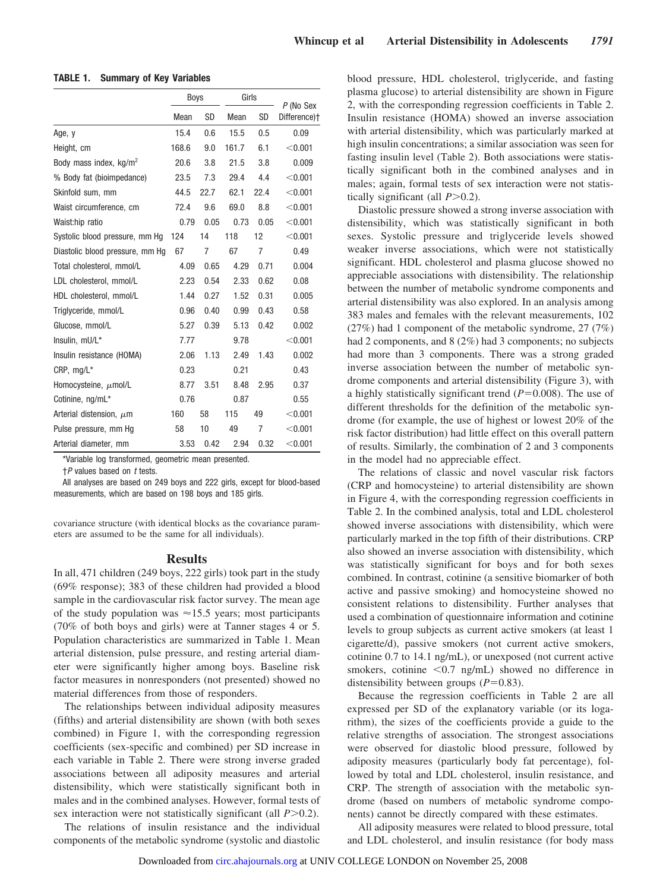**TABLE 1. Summary of Key Variables**

| | Boys | | Girls | | $P$ (No Sex Difference)† |
|---|---|---|---|---|---|
| | Mean | SD | Mean | SD | |
| Age, y | 15.4 | 0.6 | 15.5 | 0.5 | 0.09 |
| Height, cm | 168.6 | 9.0 | 161.7 | 6.1 | <0.001 |
| Body mass index, kg/m$^2$ | 20.6 | 3.8 | 21.5 | 3.8 | 0.009 |
| % Body fat (bioimpedance) | 23.5 | 7.3 | 29.4 | 4.4 | <0.001 |
| Skinfold sum, mm | 44.5 | 22.7 | 62.1 | 22.4 | <0.001 |
| Waist circumference, cm | 72.4 | 9.6 | 69.0 | 8.8 | <0.001 |
| Waist:hip ratio | 0.79 | 0.05 | 0.73 | 0.05 | <0.001 |
| Systolic blood pressure, mm Hg | 124 | 14 | 118 | 12 | <0.001 |
| Diastolic blood pressure, mm Hg | 67 | 7 | 67 | 7 | 0.49 |
| Total cholesterol, mmol/L | 4.09 | 0.65 | 4.29 | 0.71 | 0.004 |
| LDL cholesterol, mmol/L | 2.23 | 0.54 | 2.33 | 0.62 | 0.08 |
| HDL cholesterol, mmol/L | 1.44 | 0.27 | 1.52 | 0.31 | 0.005 |
| Triglyceride, mmol/L | 0.96 | 0.40 | 0.99 | 0.43 | 0.58 |
| Glucose, mmol/L | 5.27 | 0.39 | 5.13 | 0.42 | 0.002 |
| Insulin, mU/L* | 7.77 | | 9.78 | | <0.001 |
| Insulin resistance (HOMA) | 2.06 | 1.13 | 2.49 | 1.43 | 0.002 |
| CRP, mg/L* | 0.23 | | 0.21 | | 0.43 |
| Homocysteine, $\mu$mol/L | 8.77 | 3.51 | 8.48 | 2.95 | 0.37 |
| Cotinine, ng/mL* | 0.76 | | 0.87 | | 0.55 |
| Arterial distension, $\mu$m | 160 | 58 | 115 | 49 | <0.001 |
| Pulse pressure, mm Hg | 58 | 10 | 49 | 7 | <0.001 |
| Arterial diameter, mm | 3.53 | 0.42 | 2.94 | 0.32 | <0.001 |

*Variable log transformed, geometric mean presented.

†$P$ values based on $t$ tests.

All analyses are based on 249 boys and 222 girls, except for blood-based measurements, which are based on 198 boys and 185 girls.

covariance structure (with identical blocks as the covariance parameters are assumed to be the same for all individuals).

## Results

In all, 471 children (249 boys, 222 girls) took part in the study (69% response); 383 of these children had provided a blood sample in the cardiovascular risk factor survey. The mean age of the study population was ≈15.5 years; most participants (70% of both boys and girls) were at Tanner stages 4 or 5. Population characteristics are summarized in Table 1. Mean arterial distension, pulse pressure, and resting arterial diameter were significantly higher among boys. Baseline risk factor measures in nonresponders (not presented) showed no material differences from those of responders.

The relationships between individual adiposity measures (fifths) and arterial distensibility are shown (with both sexes combined) in Figure 1, with the corresponding regression coefficients (sex-specific and combined) per SD increase in each variable in Table 2. There were strong inverse graded associations between all adiposity measures and arterial distensibility, which were statistically significant both in males and in the combined analyses. However, formal tests of sex interaction were not statistically significant (all $P>0.2$).

The relations of insulin resistance and the individual components of the metabolic syndrome (systolic and diastolic blood pressure, HDL cholesterol, triglyceride, and fasting plasma glucose) to arterial distensibility are shown in Figure 2, with the corresponding regression coefficients in Table 2. Insulin resistance (HOMA) showed an inverse association with arterial distensibility, which was particularly marked at high insulin concentrations; a similar association was seen for fasting insulin level (Table 2). Both associations were statistically significant both in the combined analyses and in males; again, formal tests of sex interaction were not statistically significant (all $P>0.2$).

Diastolic pressure showed a strong inverse association with distensibility, which was statistically significant in both sexes. Systolic pressure and triglyceride levels showed weaker inverse associations, which were not statistically significant. HDL cholesterol and plasma glucose showed no appreciable associations with distensibility. The relationship between the number of metabolic syndrome components and arterial distensibility was also explored. In an analysis among 383 males and females with the relevant measurements, 102 (27%) had 1 component of the metabolic syndrome, 27 (7%) had 2 components, and 8 (2%) had 3 components; no subjects had more than 3 components. There was a strong graded inverse association between the number of metabolic syndrome components and arterial distensibility (Figure 3), with a highly statistically significant trend ($P=0.008$). The use of different thresholds for the definition of the metabolic syndrome (for example, the use of highest or lowest 20% of the risk factor distribution) had little effect on this overall pattern of results. Similarly, the combination of 2 and 3 components in the model had no appreciable effect.

The relations of classic and novel vascular risk factors (CRP and homocysteine) to arterial distensibility are shown in Figure 4, with the corresponding regression coefficients in Table 2. In the combined analysis, total and LDL cholesterol showed inverse associations with distensibility, which were particularly marked in the top fifth of their distributions. CRP also showed an inverse association with distensibility, which was statistically significant for boys and for both sexes combined. In contrast, cotinine (a sensitive biomarker of both active and passive smoking) and homocysteine showed no consistent relations to distensibility. Further analyses that used a combination of questionnaire information and cotinine levels to group subjects as current active smokers (at least 1 cigarette/d), passive smokers (not current active smokers, cotinine 0.7 to 14.1 ng/mL), or unexposed (not current active smokers, cotinine <0.7 ng/mL) showed no difference in distensibility between groups ($P=0.83$).

Because the regression coefficients in Table 2 are all expressed per SD of the explanatory variable (or its logarithm), the sizes of the coefficients provide a guide to the relative strengths of association. The strongest associations were observed for diastolic blood pressure, followed by adiposity measures (particularly body fat percentage), followed by total and LDL cholesterol, insulin resistance, and CRP. The strength of association with the metabolic syndrome (based on numbers of metabolic syndrome components) cannot be directly compared with these estimates.

All adiposity measures were related to blood pressure, total and LDL cholesterol, and insulin resistance (for body mass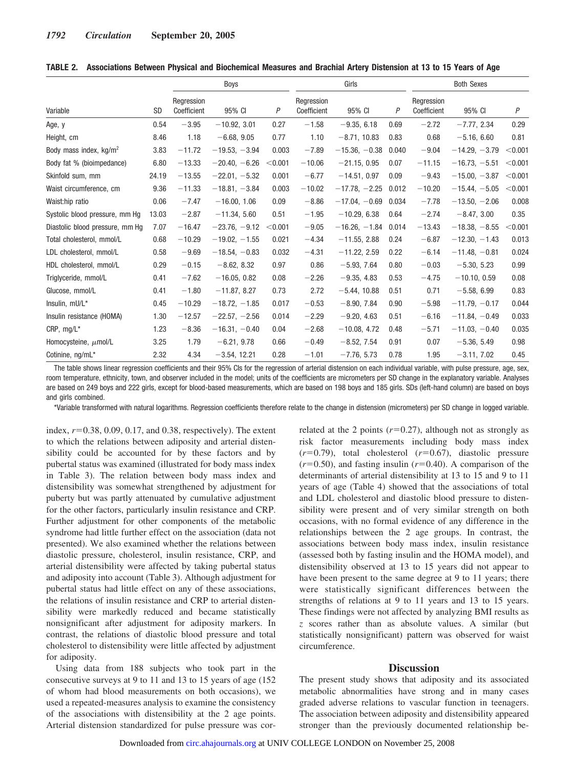**TABLE 2. Associations Between Physical and Biochemical Measures and Brachial Artery Distension at 13 to 15 Years of Age**

| | | Boys | | | Girls | | | Both Sexes | | |
|---|---|---|---|---|---|---|---|---|---|---|
| Variable | SD | Regression Coefficient | 95% CI | P | Regression Coefficient | 95% CI | P | Regression Coefficient | 95% CI | P |
| Age, y | 0.54 | −3.95 | −10.92, 3.01 | 0.27 | −1.58 | −9.35, 6.18 | 0.69 | −2.72 | −7.77, 2.34 | 0.29 |
| Height, cm | 8.46 | 1.18 | −6.68, 9.05 | 0.77 | 1.10 | −8.71, 10.83 | 0.83 | 0.68 | −5.16, 6.60 | 0.81 |
| Body mass index, kg/m$^2$ | 3.83 | −11.72 | −19.53, −3.94 | 0.003 | −7.89 | −15.36, −0.38 | 0.040 | −9.04 | −14.29, −3.79 | <0.001 |
| Body fat % (bioimpedance) | 6.80 | −13.33 | −20.40, −6.26 | <0.001 | −10.06 | −21.15, 0.95 | 0.07 | −11.15 | −16.73, −5.51 | <0.001 |
| Skinfold sum, mm | 24.19 | −13.55 | −22.01, −5.32 | 0.001 | −6.77 | −14.51, 0.97 | 0.09 | −9.43 | −15.00, −3.87 | <0.001 |
| Waist circumference, cm | 9.36 | −11.33 | −18.81, −3.84 | 0.003 | −10.02 | −17.78, −2.25 | 0.012 | −10.20 | −15.44, −5.05 | <0.001 |
| Waist:hip ratio | 0.06 | −7.47 | −16.00, 1.06 | 0.09 | −8.86 | −17.04, −0.69 | 0.034 | −7.78 | −13.50, −2.06 | 0.008 |
| Systolic blood pressure, mm Hg | 13.03 | −2.87 | −11.34, 5.60 | 0.51 | −1.95 | −10.29, 6.38 | 0.64 | −2.74 | −8.47, 3.00 | 0.35 |
| Diastolic blood pressure, mm Hg | 7.07 | −16.47 | −23.76, −9.12 | <0.001 | −9.05 | −16.26, −1.84 | 0.014 | −13.43 | −18.38, −8.55 | <0.001 |
| Total cholesterol, mmol/L | 0.68 | −10.29 | −19.02, −1.55 | 0.021 | −4.34 | −11.55, 2.88 | 0.24 | −6.87 | −12.30, −1.43 | 0.013 |
| LDL cholesterol, mmol/L | 0.58 | −9.69 | −18.54, −0.83 | 0.032 | −4.31 | −11.22, 2.59 | 0.22 | −6.14 | −11.48, −0.81 | 0.024 |
| HDL cholesterol, mmol/L | 0.29 | −0.15 | −8.62, 8.32 | 0.97 | 0.86 | −5.93, 7.64 | 0.80 | −0.03 | −5.30, 5.23 | 0.99 |
| Triglyceride, mmol/L | 0.41 | −7.62 | −16.05, 0.82 | 0.08 | −2.26 | −9.35, 4.83 | 0.53 | −4.75 | −10.10, 0.59 | 0.08 |
| Glucose, mmol/L | 0.41 | −1.80 | −11.87, 8.27 | 0.73 | 2.72 | −5.44, 10.88 | 0.51 | 0.71 | −5.58, 6.99 | 0.83 |
| Insulin, mU/L* | 0.45 | −10.29 | −18.72, −1.85 | 0.017 | −0.53 | −8.90, 7.84 | 0.90 | −5.98 | −11.79, −0.17 | 0.044 |
| Insulin resistance (HOMA) | 1.30 | −12.57 | −22.57, −2.56 | 0.014 | −2.29 | −9.20, 4.63 | 0.51 | −6.16 | −11.84, −0.49 | 0.033 |
| CRP, mg/L* | 1.23 | −8.36 | −16.31, −0.40 | 0.04 | −2.68 | −10.08, 4.72 | 0.48 | −5.71 | −11.03, −0.40 | 0.035 |
| Homocysteine, $\mu$mol/L | 3.25 | 1.79 | −6.21, 9.78 | 0.66 | −0.49 | −8.52, 7.54 | 0.91 | 0.07 | −5.36, 5.49 | 0.98 |
| Cotinine, ng/mL* | 2.32 | 4.34 | −3.54, 12.21 | 0.28 | −1.01 | −7.76, 5.73 | 0.78 | 1.95 | −3.11, 7.02 | 0.45 |

The table shows linear regression coefficients and their 95% CIs for the regression of arterial distension on each individual variable, with pulse pressure, age, sex, room temperature, ethnicity, town, and observer included in the model; units of the coefficients are micrometers per SD change in the explanatory variable. Analyses are based on 249 boys and 222 girls, except for blood-based measurements, which are based on 198 boys and 185 girls. SDs (left-hand column) are based on boys and girls combined.

*Variable transformed with natural logarithms. Regression coefficients therefore relate to the change in distension (micrometers) per SD change in logged variable.

index, $r=0.38$, 0.09, 0.17, and 0.38, respectively). The extent to which the relations between adiposity and arterial distensibility could be accounted for by these factors and by pubertal status was examined (illustrated for body mass index in Table 3). The relation between body mass index and distensibility was somewhat strengthened by adjustment for puberty but was partly attenuated by cumulative adjustment for the other factors, particularly insulin resistance and CRP. Further adjustment for other components of the metabolic syndrome had little further effect on the association (data not presented). We also examined whether the relations between diastolic pressure, cholesterol, insulin resistance, CRP, and arterial distensibility were affected by taking pubertal status and adiposity into account (Table 3). Although adjustment for pubertal status had little effect on any of these associations, the relations of insulin resistance and CRP to arterial distensibility were markedly reduced and became statistically nonsignificant after adjustment for adiposity markers. In contrast, the relations of diastolic blood pressure and total cholesterol to distensibility were little affected by adjustment for adiposity.

Using data from 188 subjects who took part in the consecutive surveys at 9 to 11 and 13 to 15 years of age (152 of whom had blood measurements on both occasions), we used a repeated-measures analysis to examine the consistency of the associations with distensibility at the 2 age points. Arterial distension standardized for pulse pressure was correlated at the 2 points ($r=0.27$), although not as strongly as risk factor measurements including body mass index ($r=0.79$), total cholesterol ($r=0.67$), diastolic pressure ($r=0.50$), and fasting insulin ($r=0.40$). A comparison of the determinants of arterial distensibility at 13 to 15 and 9 to 11 years of age (Table 4) showed that the associations of total and LDL cholesterol and diastolic blood pressure to distensibility were present and of very similar strength on both occasions, with no formal evidence of any difference in the relationships between the 2 age groups. In contrast, the associations between body mass index, insulin resistance (assessed both by fasting insulin and the HOMA model), and distensibility observed at 13 to 15 years did not appear to have been present to the same degree at 9 to 11 years; there were statistically significant differences between the strengths of relations at 9 to 11 years and 13 to 15 years. These findings were not affected by analyzing BMI results as *z* scores rather than as absolute values. A similar (but statistically nonsignificant) pattern was observed for waist circumference.

## Discussion

The present study shows that adiposity and its associated metabolic abnormalities have strong and in many cases graded adverse relations to vascular function in teenagers. The association between adiposity and distensibility appeared stronger than the previously documented relationship be-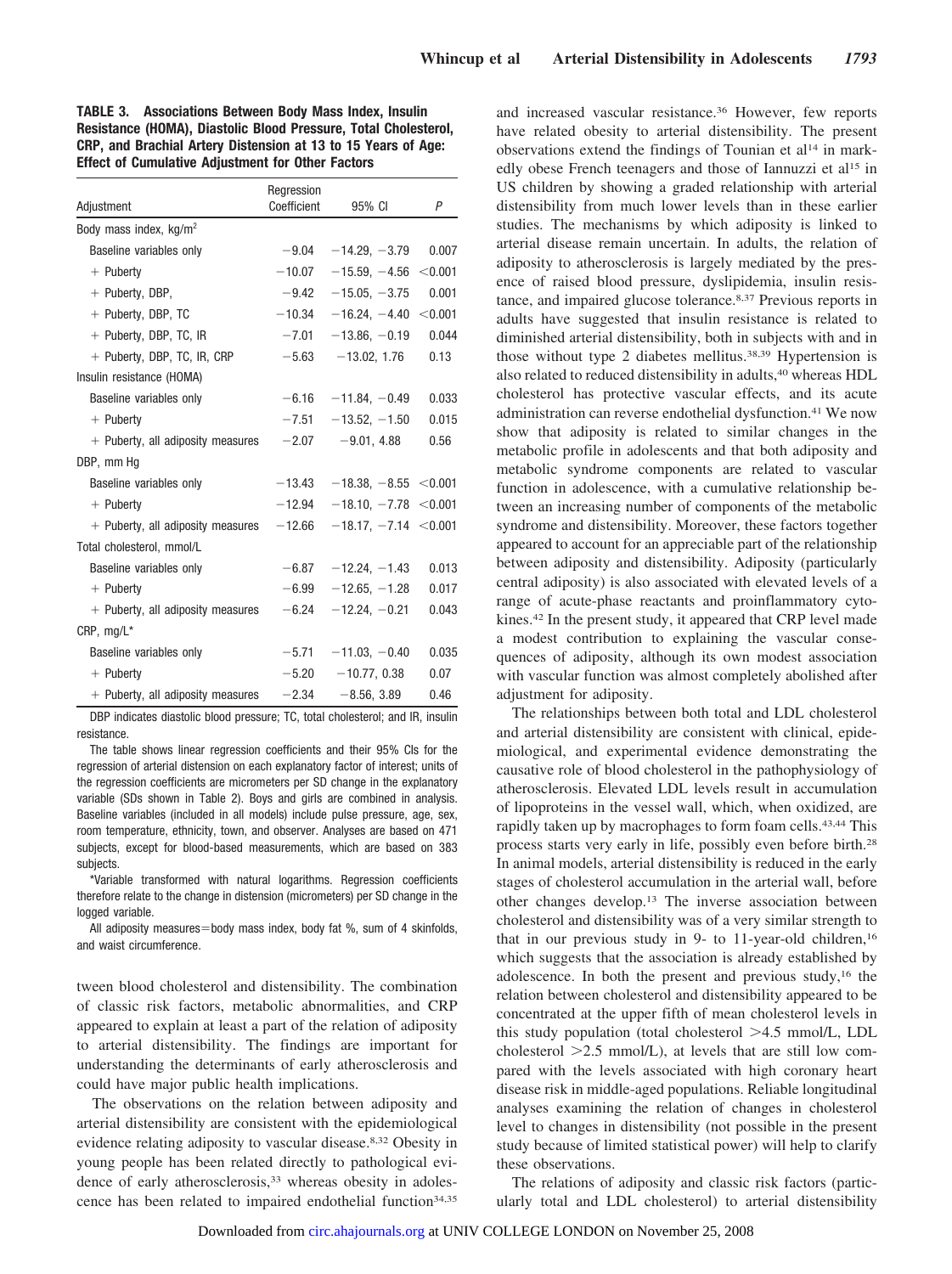**TABLE 3. Associations Between Body Mass Index, Insulin Resistance (HOMA), Diastolic Blood Pressure, Total Cholesterol, CRP, and Brachial Artery Distension at 13 to 15 Years of Age: Effect of Cumulative Adjustment for Other Factors**

| Adjustment | Regression Coefficient | 95% CI | P |
|---|---|---|---|
| Body mass index, kg/m$^2$ | | | |
| Baseline variables only | −9.04 | −14.29, −3.79 | 0.007 |
| + Puberty | −10.07 | −15.59, −4.56 | <0.001 |
| + Puberty, DBP, | −9.42 | −15.05, −3.75 | 0.001 |
| + Puberty, DBP, TC | −10.34 | −16.24, −4.40 | <0.001 |
| + Puberty, DBP, TC, IR | −7.01 | −13.86, −0.19 | 0.044 |
| + Puberty, DBP, TC, IR, CRP | −5.63 | −13.02, 1.76 | 0.13 |
| Insulin resistance (HOMA) | | | |
| Baseline variables only | −6.16 | −11.84, −0.49 | 0.033 |
| + Puberty | −7.51 | −13.52, −1.50 | 0.015 |
| + Puberty, all adiposity measures | −2.07 | −9.01, 4.88 | 0.56 |
| DBP, mm Hg | | | |
| Baseline variables only | −13.43 | −18.38, −8.55 | <0.001 |
| + Puberty | −12.94 | −18.10, −7.78 | <0.001 |
| + Puberty, all adiposity measures | −12.66 | −18.17, −7.14 | <0.001 |
| Total cholesterol, mmol/L | | | |
| Baseline variables only | −6.87 | −12.24, −1.43 | 0.013 |
| + Puberty | −6.99 | −12.65, −1.28 | 0.017 |
| + Puberty, all adiposity measures | −6.24 | −12.24, −0.21 | 0.043 |
| CRP, mg/L* | | | |
| Baseline variables only | −5.71 | −11.03, −0.40 | 0.035 |
| + Puberty | −5.20 | −10.77, 0.38 | 0.07 |
| + Puberty, all adiposity measures | −2.34 | −8.56, 3.89 | 0.46 |

DBP indicates diastolic blood pressure; TC, total cholesterol; and IR, insulin resistance.

The table shows linear regression coefficients and their 95% CIs for the regression of arterial distension on each explanatory factor of interest; units of the regression coefficients are micrometers per SD change in the explanatory variable (SDs shown in Table 2). Boys and girls are combined in analysis. Baseline variables (included in all models) include pulse pressure, age, sex, room temperature, ethnicity, town, and observer. Analyses are based on 471 subjects, except for blood-based measurements, which are based on 383 subjects.

*Variable transformed with natural logarithms. Regression coefficients therefore relate to the change in distension (micrometers) per SD change in the logged variable.

All adiposity measures=body mass index, body fat %, sum of 4 skinfolds, and waist circumference.

tween blood cholesterol and distensibility. The combination of classic risk factors, metabolic abnormalities, and CRP appeared to explain at least a part of the relation of adiposity to arterial distensibility. The findings are important for understanding the determinants of early atherosclerosis and could have major public health implications.

The observations on the relation between adiposity and arterial distensibility are consistent with the epidemiological evidence relating adiposity to vascular disease.[8,32] Obesity in young people has been related directly to pathological evidence of early atherosclerosis,[33] whereas obesity in adolescence has been related to impaired endothelial function[34,35] and increased vascular resistance.[36] However, few reports have related obesity to arterial distensibility. The present observations extend the findings of Tounian et al[14] in markedly obese French teenagers and those of Iannuzzi et al[15] in US children by showing a graded relationship with arterial distensibility from much lower levels than in these earlier studies. The mechanisms by which adiposity is linked to arterial disease remain uncertain. In adults, the relation of adiposity to atherosclerosis is largely mediated by the presence of raised blood pressure, dyslipidemia, insulin resistance, and impaired glucose tolerance.[8,37] Previous reports in adults have suggested that insulin resistance is related to diminished arterial distensibility, both in subjects with and in those without type 2 diabetes mellitus.[38,39] Hypertension is also related to reduced distensibility in adults,[40] whereas HDL cholesterol has protective vascular effects, and its acute administration can reverse endothelial dysfunction.[41] We now show that adiposity is related to similar changes in the metabolic profile in adolescents and that both adiposity and metabolic syndrome components are related to vascular function in adolescence, with a cumulative relationship between an increasing number of components of the metabolic syndrome and distensibility. Moreover, these factors together appeared to account for an appreciable part of the relationship between adiposity and distensibility. Adiposity (particularly central adiposity) is also associated with elevated levels of a range of acute-phase reactants and proinflammatory cytokines.[42] In the present study, it appeared that CRP level made a modest contribution to explaining the vascular consequences of adiposity, although its own modest association with vascular function was almost completely abolished after adjustment for adiposity.

The relationships between both total and LDL cholesterol and arterial distensibility are consistent with clinical, epidemiological, and experimental evidence demonstrating the causative role of blood cholesterol in the pathophysiology of atherosclerosis. Elevated LDL levels result in accumulation of lipoproteins in the vessel wall, which, when oxidized, are rapidly taken up by macrophages to form foam cells.[43,44] This process starts very early in life, possibly even before birth.[28] In animal models, arterial distensibility is reduced in the early stages of cholesterol accumulation in the arterial wall, before other changes develop.[13] The inverse association between cholesterol and distensibility was of a very similar strength to that in our previous study in 9- to 11-year-old children,[16] which suggests that the association is already established by adolescence. In both the present and previous study,[16] the relation between cholesterol and distensibility appeared to be concentrated at the upper fifth of mean cholesterol levels in this study population (total cholesterol >4.5 mmol/L, LDL cholesterol >2.5 mmol/L), at levels that are still low compared with the levels associated with high coronary heart disease risk in middle-aged populations. Reliable longitudinal analyses examining the relation of changes in cholesterol level to changes in distensibility (not possible in the present study because of limited statistical power) will help to clarify these observations.

The relations of adiposity and classic risk factors (particularly total and LDL cholesterol) to arterial distensibility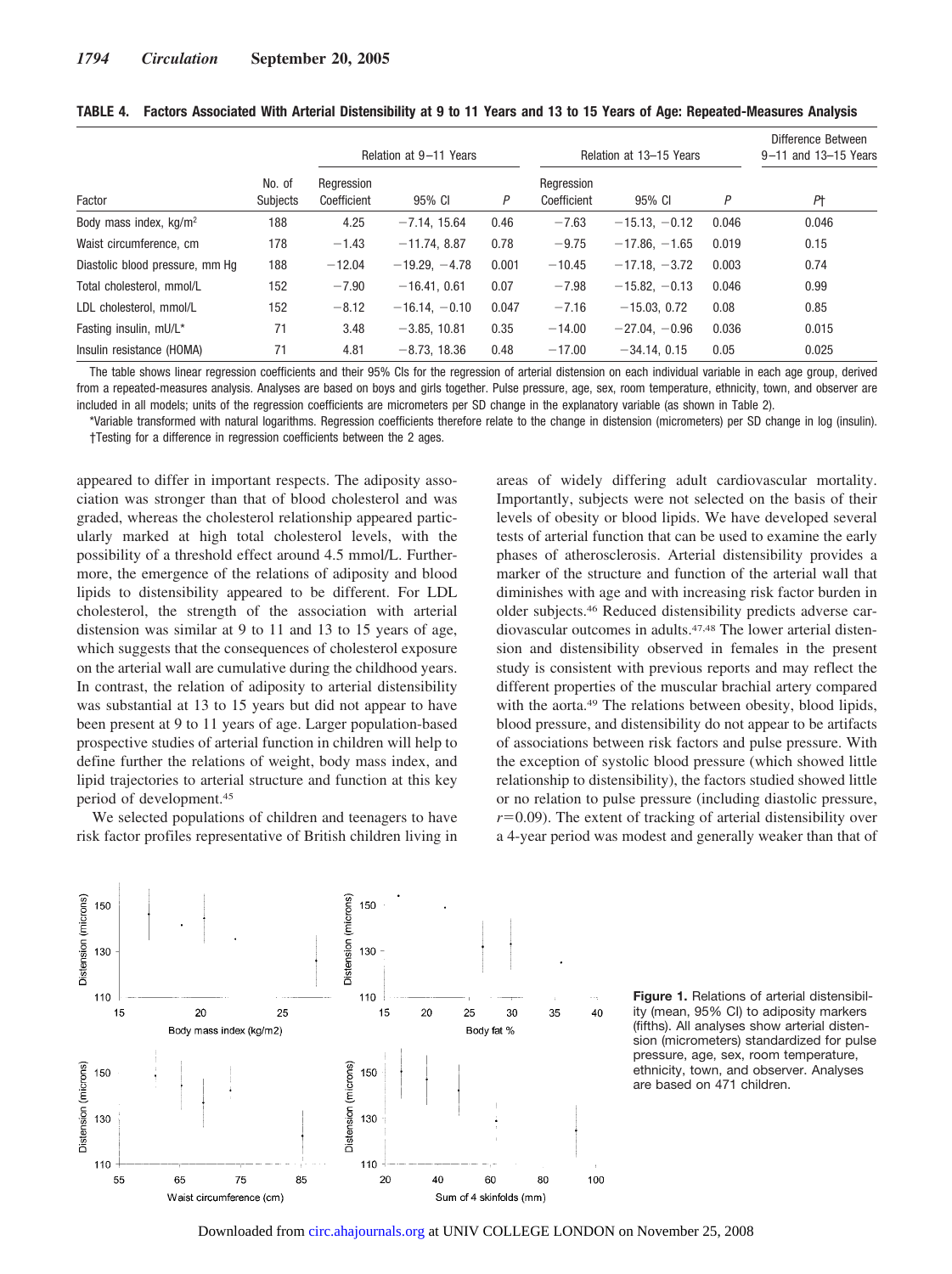**TABLE 4. Factors Associated With Arterial Distensibility at 9 to 11 Years and 13 to 15 Years of Age: Repeated-Measures Analysis**

| | | Relation at 9–11 Years | | | Relation at 13–15 Years | | | Difference Between 9–11 and 13–15 Years |
|---|---|---|---|---|---|---|---|---|
| Factor | No. of Subjects | Regression Coefficient | 95% CI | *P* | Regression Coefficient | 95% CI | *P* | *P*† |
| Body mass index, kg/m$^2$ | 188 | 4.25 | −7.14, 15.64 | 0.46 | −7.63 | −15.13, −0.12 | 0.046 | 0.046 |
| Waist circumference, cm | 178 | −1.43 | −11.74, 8.87 | 0.78 | −9.75 | −17.86, −1.65 | 0.019 | 0.15 |
| Diastolic blood pressure, mm Hg | 188 | −12.04 | −19.29, −4.78 | 0.001 | −10.45 | −17.18, −3.72 | 0.003 | 0.74 |
| Total cholesterol, mmol/L | 152 | −7.90 | −16.41, 0.61 | 0.07 | −7.98 | −15.82, −0.13 | 0.046 | 0.99 |
| LDL cholesterol, mmol/L | 152 | −8.12 | −16.14, −0.10 | 0.047 | −7.16 | −15.03, 0.72 | 0.08 | 0.85 |
| Fasting insulin, mU/L* | 71 | 3.48 | −3.85, 10.81 | 0.35 | −14.00 | −27.04, −0.96 | 0.036 | 0.015 |
| Insulin resistance (HOMA) | 71 | 4.81 | −8.73, 18.36 | 0.48 | −17.00 | −34.14, 0.15 | 0.05 | 0.025 |

The table shows linear regression coefficients and their 95% CIs for the regression of arterial distension on each individual variable in each age group, derived from a repeated-measures analysis. Analyses are based on boys and girls together. Pulse pressure, age, sex, room temperature, ethnicity, town, and observer are included in all models; units of the regression coefficients are micrometers per SD change in the explanatory variable (as shown in Table 2).

*Variable transformed with natural logarithms. Regression coefficients therefore relate to the change in distension (micrometers) per SD change in log (insulin).

†Testing for a difference in regression coefficients between the 2 ages.

appeared to differ in important respects. The adiposity association was stronger than that of blood cholesterol and was graded, whereas the cholesterol relationship appeared particularly marked at high total cholesterol levels, with the possibility of a threshold effect around 4.5 mmol/L. Furthermore, the emergence of the relations of adiposity and blood lipids to distensibility appeared to be different. For LDL cholesterol, the strength of the association with arterial distension was similar at 9 to 11 and 13 to 15 years of age, which suggests that the consequences of cholesterol exposure on the arterial wall are cumulative during the childhood years. In contrast, the relation of adiposity to arterial distensibility was substantial at 13 to 15 years but did not appear to have been present at 9 to 11 years of age. Larger population-based prospective studies of arterial function in children will help to define further the relations of weight, body mass index, and lipid trajectories to arterial structure and function at this key period of development.[45]

We selected populations of children and teenagers to have risk factor profiles representative of British children living in areas of widely differing adult cardiovascular mortality. Importantly, subjects were not selected on the basis of their levels of obesity or blood lipids. We have developed several tests of arterial function that can be used to examine the early phases of atherosclerosis. Arterial distensibility provides a marker of the structure and function of the arterial wall that diminishes with age and with increasing risk factor burden in older subjects.[46] Reduced distensibility predicts adverse cardiovascular outcomes in adults.[47,48] The lower arterial distension and distensibility observed in females in the present study is consistent with previous reports and may reflect the different properties of the muscular brachial artery compared with the aorta.[49] The relations between obesity, blood lipids, blood pressure, and distensibility do not appear to be artifacts of associations between risk factors and pulse pressure. With the exception of systolic blood pressure (which showed little relationship to distensibility), the factors studied showed little or no relation to pulse pressure (including diastolic pressure, $r=0.09$). The extent of tracking of arterial distensibility over a 4-year period was modest and generally weaker than that of

Distension (microns)
150
130
110
15 20 25
Body mass index (kg/m2)

Distension (microns)
150
130
110
15 20 25 30 35 40
Body fat %

Distension (microns)
150
130
110
55 65 75 85
Waist circumference (cm)

Distension (microns)
150
130
110
20 40 60 80 100
Sum of 4 skinfolds (mm)

**Figure 1.** Relations of arterial distensibility (mean, 95% CI) to adiposity markers (fifths). All analyses show arterial distension (micrometers) standardized for pulse pressure, age, sex, room temperature, ethnicity, town, and observer. Analyses are based on 471 children.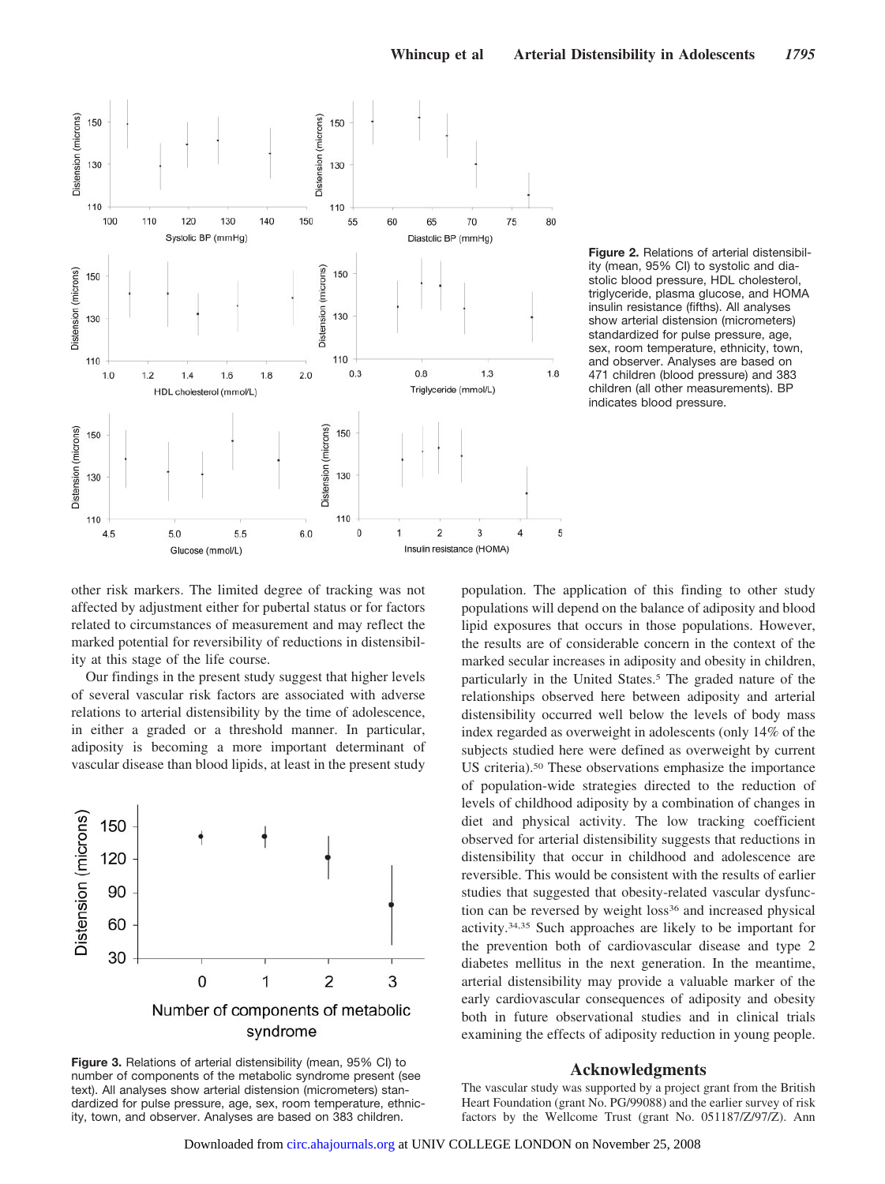**Figure 2.** Relations of arterial distensibility (mean, 95% CI) to systolic and diastolic blood pressure, HDL cholesterol, triglyceride, plasma glucose, and HOMA insulin resistance (fifths). All analyses show arterial distension (micrometers) standardized for pulse pressure, age, sex, room temperature, ethnicity, town, and observer. Analyses are based on 471 children (blood pressure) and 383 children (all other measurements). BP indicates blood pressure.

other risk markers. The limited degree of tracking was not affected by adjustment either for pubertal status or for factors related to circumstances of measurement and may reflect the marked potential for reversibility of reductions in distensibility at this stage of the life course.

Our findings in the present study suggest that higher levels of several vascular risk factors are associated with adverse relations to arterial distensibility by the time of adolescence, in either a graded or a threshold manner. In particular, adiposity is becoming a more important determinant of vascular disease than blood lipids, at least in the present study population. The application of this finding to other study populations will depend on the balance of adiposity and blood lipid exposures that occur in those populations. However, the results are of considerable concern in the context of the marked secular increases in adiposity and obesity in children, particularly in the United States.[5] The graded nature of the relationships observed here between adiposity and arterial distensibility occurred well below the levels of body mass index regarded as overweight in adolescents (only 14% of the subjects studied here were defined as overweight by current US criteria).[50] These observations emphasize the importance of population-wide strategies directed to the reduction of levels of childhood adiposity by a combination of changes in diet and physical activity. The low tracking coefficient observed for arterial distensibility suggests that reductions in distensibility that occur in childhood and adolescence are reversible. This would be consistent with the results of earlier studies that suggested that obesity-related vascular dysfunction can be reversed by weight loss[36] and increased physical activity.[34,35] Such approaches are likely to be important for the prevention both of cardiovascular disease and type 2 diabetes mellitus in the next generation. In the meantime, arterial distensibility may provide a valuable marker of the early cardiovascular consequences of adiposity and obesity both in future observational studies and in clinical trials examining the effects of adiposity reduction in young people.

**Figure 3.** Relations of arterial distensibility (mean, 95% CI) to number of components of the metabolic syndrome present (see text). All analyses show arterial distension (micrometers) standardized for pulse pressure, age, sex, room temperature, ethnicity, town, and observer. Analyses are based on 383 children.

## Acknowledgments

The vascular study was supported by a project grant from the British Heart Foundation (grant No. PG/99088) and the earlier survey of risk factors by the Wellcome Trust (grant No. 051187/Z/97/Z). Ann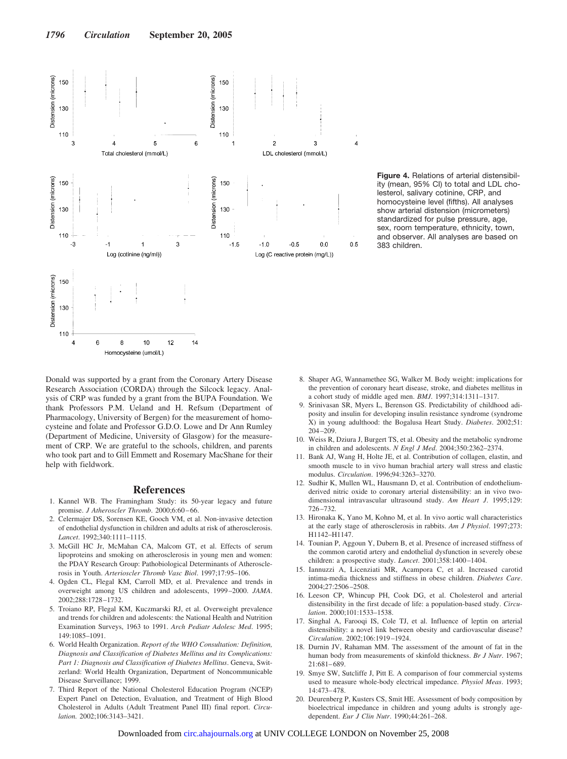Distension (microns)
150
130
110
3 4 5 6
Total cholesterol (mmol/L)

Distension (microns)
150
130
110
1 2 3 4
LDL cholesterol (mmol/L)

Distension (microns)
150
130
110
-3 -1 1 3
Log (cotinine (ng/ml))

Distension (microns)
150
130
110
-1.5 -1.0 -0.5 0.0 0.5
Log (C reactive protein (mg/L))

Distension (microns)
150
130
110
4 6 8 10 12 14
Homocysteine (umol/L)

**Figure 4.** Relations of arterial distensibility (mean, 95% CI) to total and LDL cholesterol, salivary cotinine, CRP, and homocysteine level (fifths). All analyses show arterial distension (micrometers) standardized for pulse pressure, age, sex, room temperature, ethnicity, town, and observer. All analyses are based on 383 children.

Donald was supported by a grant from the Coronary Artery Disease Research Association (CORDA) through the Silcock legacy. Analysis of CRP was funded by a grant from the BUPA Foundation. We thank Professors P.M. Ueland and H. Refsum (Department of Pharmacology, University of Bergen) for the measurement of homocysteine and folate and Professor G.D.O. Lowe and Dr Ann Rumley (Department of Medicine, University of Glasgow) for the measurement of CRP. We are grateful to the schools, children, and parents who took part and to Gill Emmett and Rosemary MacShane for their help with fieldwork.

## References

1. Kannel WB. The Framingham Study: its 50-year legacy and future promise. *J Atheroscler Thromb*. 2000;6:60–66.
2. Celermajer DS, Sorensen KE, Gooch VM, et al. Non-invasive detection of endothelial dysfunction in children and adults at risk of atherosclerosis. *Lancet*. 1992;340:1111–1115.
3. McGill HC Jr, McMahan CA, Malcom GT, et al. Effects of serum lipoproteins and smoking on atherosclerosis in young men and women: the PDAY Research Group: Pathobiological Determinants of Atherosclerosis in Youth. *Arterioscler Thromb Vasc Biol*. 1997;17:95–106.
4. Ogden CL, Flegal KM, Carroll MD, et al. Prevalence and trends in overweight among US children and adolescents, 1999–2000. *JAMA*. 2002;288:1728–1732.
5. Troiano RP, Flegal KM, Kuczmarski RJ, et al. Overweight prevalence and trends for children and adolescents: the National Health and Nutrition Examination Surveys, 1963 to 1991. *Arch Pediatr Adolesc Med*. 1995;149:1085–1091.
6. World Health Organization. *Report of the WHO Consultation: Definition, Diagnosis and Classification of Diabetes Mellitus and its Complications: Part 1: Diagnosis and Classification of Diabetes Mellitus*. Geneva, Switzerland: World Health Organization, Department of Noncommunicable Disease Surveillance; 1999.
7. Third Report of the National Cholesterol Education Program (NCEP) Expert Panel on Detection, Evaluation, and Treatment of High Blood Cholesterol in Adults (Adult Treatment Panel III) final report. *Circulation.* 2002;106:3143–3421.
8. Shaper AG, Wannamethee SG, Walker M. Body weight: implications for the prevention of coronary heart disease, stroke, and diabetes mellitus in a cohort study of middle aged men. *BMJ*. 1997;314:1311–1317.
9. Srinivasan SR, Myers L, Berenson GS. Predictability of childhood adiposity and insulin for developing insulin resistance syndrome (syndrome X) in young adulthood: the Bogalusa Heart Study. *Diabetes*. 2002;51:204–209.
10. Weiss R, Dziura J, Burgert TS, et al. Obesity and the metabolic syndrome in children and adolescents. *N Engl J Med*. 2004;350:2362–2374.
11. Bank AJ, Wang H, Holte JE, et al. Contribution of collagen, elastin, and smooth muscle to in vivo human brachial artery wall stress and elastic modulus. *Circulation*. 1996;94:3263–3270.
12. Sudhir K, Mullen WL, Hausmann D, et al. Contribution of endothelium-derived nitric oxide to coronary arterial distensibility: an in vivo two-dimensional intravascular ultrasound study. *Am Heart J*. 1995;129:726–732.
13. Hironaka K, Yano M, Kohno M, et al. In vivo aortic wall characteristics at the early stage of atherosclerosis in rabbits. *Am J Physiol*. 1997;273:H1142–H1147.
14. Tounian P, Aggoun Y, Dubern B, et al. Presence of increased stiffness of the common carotid artery and endothelial dysfunction in severely obese children: a prospective study. *Lancet*. 2001;358:1400–1404.
15. Iannuzzi A, Licenziati MR, Acampora C, et al. Increased carotid intima-media thickness and stiffness in obese children. *Diabetes Care*. 2004;27:2506–2508.
16. Leeson CP, Whincup PH, Cook DG, et al. Cholesterol and arterial distensibility in the first decade of life: a population-based study. *Circulation*. 2000;101:1533–1538.
17. Singhal A, Farooqi IS, Cole TJ, et al. Influence of leptin on arterial distensibility: a novel link between obesity and cardiovascular disease? *Circulation*. 2002;106:1919–1924.
18. Durnin JV, Rahaman MM. The assessment of the amount of fat in the human body from measurements of skinfold thickness. *Br J Nutr*. 1967;21:681–689.
19. Smye SW, Sutcliffe J, Pitt E. A comparison of four commercial systems used to measure whole-body electrical impedance. *Physiol Meas*. 1993;14:473–478.
20. Deurenberg P, Kusters CS, Smit HE. Assessment of body composition by bioelectrical impedance in children and young adults is strongly age-dependent. *Eur J Clin Nutr*. 1990;44:261–268.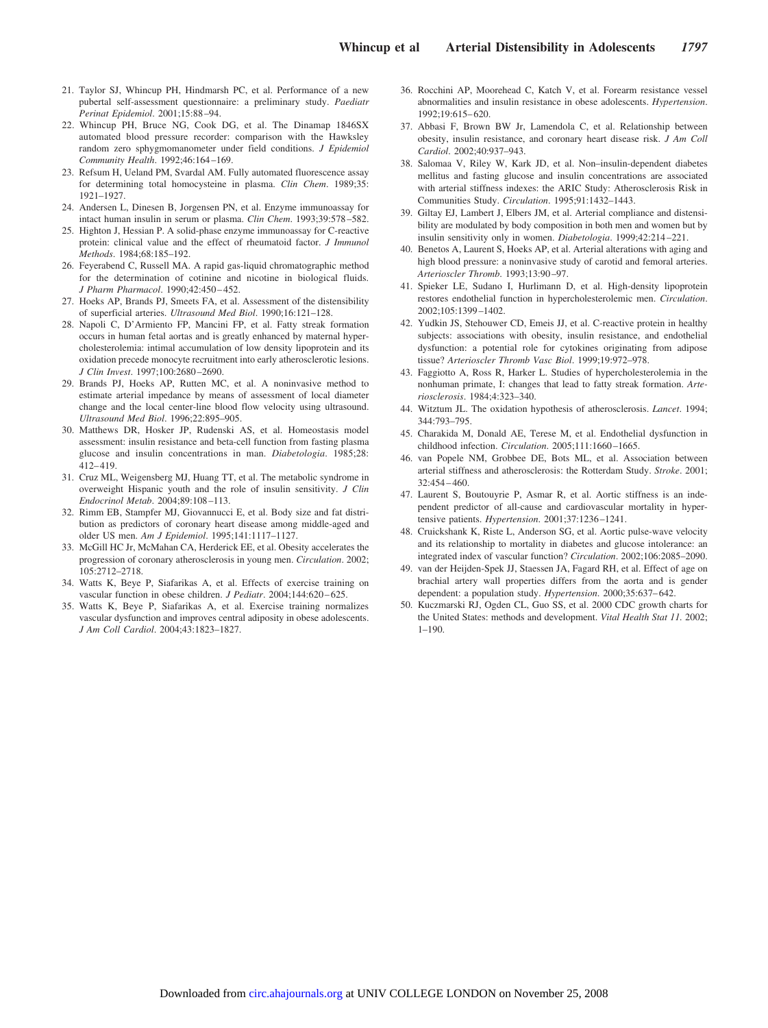21. Taylor SJ, Whincup PH, Hindmarsh PC, et al. Performance of a new pubertal self-assessment questionnaire: a preliminary study. *Paediatr Perinat Epidemiol*. 2001;15:88–94.
22. Whincup PH, Bruce NG, Cook DG, et al. The Dinamap 1846SX automated blood pressure recorder: comparison with the Hawksley random zero sphygmomanometer under field conditions. *J Epidemiol Community Health*. 1992;46:164–169.
23. Refsum H, Ueland PM, Svardal AM. Fully automated fluorescence assay for determining total homocysteine in plasma. *Clin Chem*. 1989;35:1921–1927.
24. Andersen L, Dinesen B, Jorgensen PN, et al. Enzyme immunoassay for intact human insulin in serum or plasma. *Clin Chem*. 1993;39:578–582.
25. Highton J, Hessian P. A solid-phase enzyme immunoassay for C-reactive protein: clinical value and the effect of rheumatoid factor. *J Immunol Methods*. 1984;68:185–192.
26. Feyerabend C, Russell MA. A rapid gas-liquid chromatographic method for the determination of cotinine and nicotine in biological fluids. *J Pharm Pharmacol*. 1990;42:450–452.
27. Hoeks AP, Brands PJ, Smeets FA, et al. Assessment of the distensibility of superficial arteries. *Ultrasound Med Biol*. 1990;16:121–128.
28. Napoli C, D'Armiento FP, Mancini FP, et al. Fatty streak formation occurs in human fetal aortas and is greatly enhanced by maternal hypercholesterolemia: intimal accumulation of low density lipoprotein and its oxidation precede monocyte recruitment into early atherosclerotic lesions. *J Clin Invest*. 1997;100:2680–2690.
29. Brands PJ, Hoeks AP, Rutten MC, et al. A noninvasive method to estimate arterial impedance by means of assessment of local diameter change and the local center-line blood flow velocity using ultrasound. *Ultrasound Med Biol*. 1996;22:895–905.
30. Matthews DR, Hosker JP, Rudenski AS, et al. Homeostasis model assessment: insulin resistance and beta-cell function from fasting plasma glucose and insulin concentrations in man. *Diabetologia*. 1985;28:412–419.
31. Cruz ML, Weigensberg MJ, Huang TT, et al. The metabolic syndrome in overweight Hispanic youth and the role of insulin sensitivity. *J Clin Endocrinol Metab*. 2004;89:108–113.
32. Rimm EB, Stampfer MJ, Giovannucci E, et al. Body size and fat distribution as predictors of coronary heart disease among middle-aged and older US men. *Am J Epidemiol*. 1995;141:1117–1127.
33. McGill HC Jr, McMahan CA, Herderick EE, et al. Obesity accelerates the progression of coronary atherosclerosis in young men. *Circulation*. 2002;105:2712–2718.
34. Watts K, Beye P, Siafarikas A, et al. Effects of exercise training on vascular function in obese children. *J Pediatr*. 2004;144:620–625.
35. Watts K, Beye P, Siafarikas A, et al. Exercise training normalizes vascular dysfunction and improves central adiposity in obese adolescents. *J Am Coll Cardiol*. 2004;43:1823–1827.
36. Rocchini AP, Moorehead C, Katch V, et al. Forearm resistance vessel abnormalities and insulin resistance in obese adolescents. *Hypertension*. 1992;19:615–620.
37. Abbasi F, Brown BW Jr, Lamendola C, et al. Relationship between obesity, insulin resistance, and coronary heart disease risk. *J Am Coll Cardiol*. 2002;40:937–943.
38. Salomaa V, Riley W, Kark JD, et al. Non–insulin-dependent diabetes mellitus and fasting glucose and insulin concentrations are associated with arterial stiffness indexes: the ARIC Study: Atherosclerosis Risk in Communities Study. *Circulation*. 1995;91:1432–1443.
39. Giltay EJ, Lambert J, Elbers JM, et al. Arterial compliance and distensibility are modulated by body composition in both men and women but by insulin sensitivity only in women. *Diabetologia*. 1999;42:214–221.
40. Benetos A, Laurent S, Hoeks AP, et al. Arterial alterations with aging and high blood pressure: a noninvasive study of carotid and femoral arteries. *Arterioscler Thromb*. 1993;13:90–97.
41. Spieker LE, Sudano I, Hurlimann D, et al. High-density lipoprotein restores endothelial function in hypercholesterolemic men. *Circulation*. 2002;105:1399–1402.
42. Yudkin JS, Stehouwer CD, Emeis JJ, et al. C-reactive protein in healthy subjects: associations with obesity, insulin resistance, and endothelial dysfunction: a potential role for cytokines originating from adipose tissue? *Arterioscler Thromb Vasc Biol*. 1999;19:972–978.
43. Faggiotto A, Ross R, Harker L. Studies of hypercholesterolemia in the nonhuman primate, I: changes that lead to fatty streak formation. *Arteriosclerosis*. 1984;4:323–340.
44. Witztum JL. The oxidation hypothesis of atherosclerosis. *Lancet*. 1994;344:793–795.
45. Charakida M, Donald AE, Terese M, et al. Endothelial dysfunction in childhood infection. *Circulation*. 2005;111:1660–1665.
46. van Popele NM, Grobbee DE, Bots ML, et al. Association between arterial stiffness and atherosclerosis: the Rotterdam Study. *Stroke*. 2001;32:454–460.
47. Laurent S, Boutouyrie P, Asmar R, et al. Aortic stiffness is an independent predictor of all-cause and cardiovascular mortality in hypertensive patients. *Hypertension*. 2001;37:1236–1241.
48. Cruickshank K, Riste L, Anderson SG, et al. Aortic pulse-wave velocity and its relationship to mortality in diabetes and glucose intolerance: an integrated index of vascular function? *Circulation*. 2002;106:2085–2090.
49. van der Heijden-Spek JJ, Staessen JA, Fagard RH, et al. Effect of age on brachial artery wall properties differs from the aorta and is gender dependent: a population study. *Hypertension*. 2000;35:637–642.
50. Kuczmarski RJ, Ogden CL, Guo SS, et al. 2000 CDC growth charts for the United States: methods and development. *Vital Health Stat 11*. 2002;1–190.